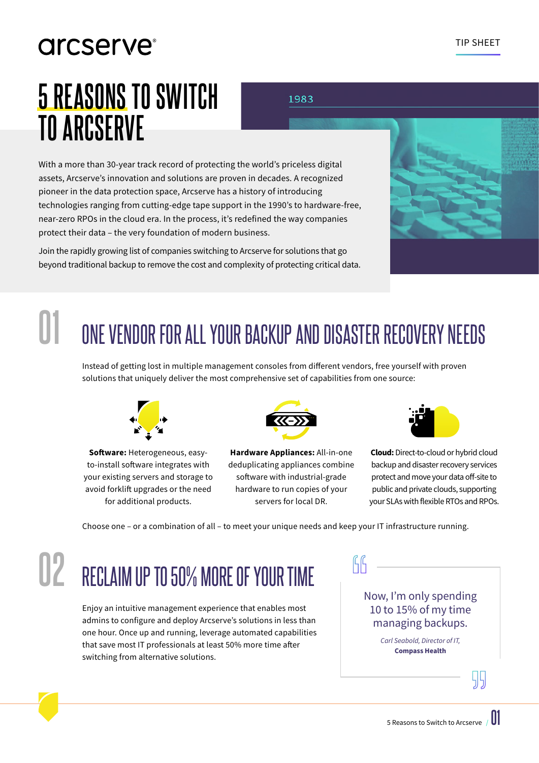arcserve®

TIP SHEET

# 5 REASONS TO SWITCH TO ARCSERVE

1983

With a more than 30-year track record of protecting the world's priceless digital assets, Arcserve's innovation and solutions are proven in decades. A recognized pioneer in the data protection space, Arcserve has a history of introducing technologies ranging from cutting-edge tape support in the 1990's to hardware-free, near-zero RPOs in the cloud era. In the process, it's redefined the way companies protect their data – the very foundation of modern business.

Join the rapidly growing list of companies switching to Arcserve for solutions that go beyond traditional backup to remove the cost and complexity of protecting critical data.

## 01 ONE VENDOR FOR ALL YOUR BACKUP AND DISASTER RECOVERY NEEDS

Instead of getting lost in multiple management consoles from different vendors, free yourself with proven solutions that uniquely deliver the most comprehensive set of capabilities from one source:

**Software:** Heterogeneous, easy-to-install software integrates with your existing servers and storage to avoid forklift upgrades or the need for additional products.

**Hardware Appliances:** All-in-one deduplicating appliances combine software with industrial-grade hardware to run copies of your servers for local DR.

**Cloud:** Direct-to-cloud or hybrid cloud backup and disaster recovery services protect and move your data off-site to public and private clouds, supporting your SLAs with flexible RTOs and RPOs.

Choose one – or a combination of all – to meet your unique needs and keep your IT infrastructure running.

## 02 RECLAIM UP TO 50% MORE OF YOUR TIME

Enjoy an intuitive management experience that enables most admins to configure and deploy Arcserve's solutions in less than one hour. Once up and running, leverage automated capabilities that save most IT professionals at least 50% more time after switching from alternative solutions.

> Now, I'm only spending 10 to 15% of my time managing backups.
>
> *Carl Seabold, Director of IT,*
> **Compass Health**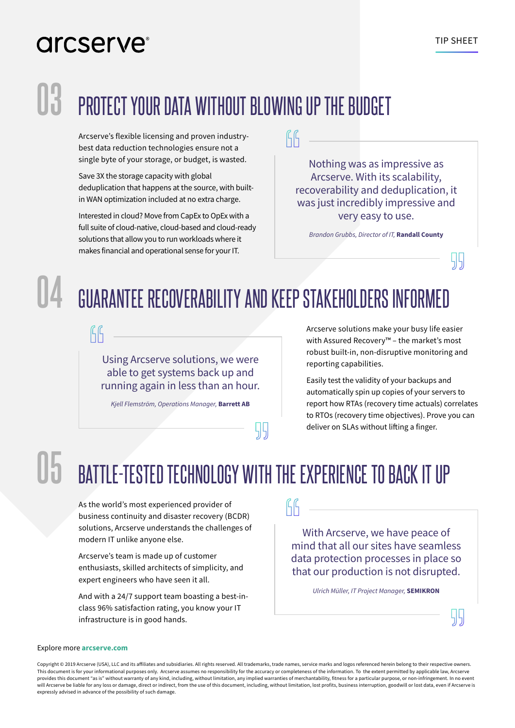# 03 PROTECT YOUR DATA WITHOUT BLOWING UP THE BUDGET

Arcserve's flexible licensing and proven industry-best data reduction technologies ensure not a single byte of your storage, or budget, is wasted.

Save 3X the storage capacity with global deduplication that happens at the source, with built-in WAN optimization included at no extra charge.

Interested in cloud? Move from CapEx to OpEx with a full suite of cloud-native, cloud-based and cloud-ready solutions that allow you to run workloads where it makes financial and operational sense for your IT.

> Nothing was as impressive as Arcserve. With its scalability, recoverability and deduplication, it was just incredibly impressive and very easy to use.
>
> *Brandon Grubbs, Director of IT,* **Randall County**

# 04 GUARANTEE RECOVERABILITY AND KEEP STAKEHOLDERS INFORMED

> Using Arcserve solutions, we were able to get systems back up and running again in less than an hour.
>
> *Kjell Flemström, Operations Manager,* **Barrett AB**

Arcserve solutions make your busy life easier with Assured Recovery™ – the market's most robust built-in, non-disruptive monitoring and reporting capabilities.

Easily test the validity of your backups and automatically spin up copies of your servers to report how RTAs (recovery time actuals) correlates to RTOs (recovery time objectives). Prove you can deliver on SLAs without lifting a finger.

# 05 BATTLE-TESTED TECHNOLOGY WITH THE EXPERIENCE TO BACK IT UP

As the world's most experienced provider of business continuity and disaster recovery (BCDR) solutions, Arcserve understands the challenges of modern IT unlike anyone else.

Arcserve's team is made up of customer enthusiasts, skilled architects of simplicity, and expert engineers who have seen it all.

And with a 24/7 support team boasting a best-in-class 96% satisfaction rating, you know your IT infrastructure is in good hands.

> With Arcserve, we have peace of mind that all our sites have seamless data protection processes in place so that our production is not disrupted.
>
> *Ulrich Müller, IT Project Manager,* **SEMIKRON**

Explore more **arcserve.com**

Copyright © 2019 Arcserve (USA), LLC and its affiliates and subsidiaries. All rights reserved. All trademarks, trade names, service marks and logos referenced herein belong to their respective owners. This document is for your informational purposes only. Arcserve assumes no responsibility for the accuracy or completeness of the information. To the extent permitted by applicable law, Arcserve provides this document "as is" without warranty of any kind, including, without limitation, any implied warranties of merchantability, fitness for a particular purpose, or non-infringement. In no event will Arcserve be liable for any loss or damage, direct or indirect, from the use of this document, including, without limitation, lost profits, business interruption, goodwill or lost data, even if Arcserve is expressly advised in advance of the possibility of such damage.